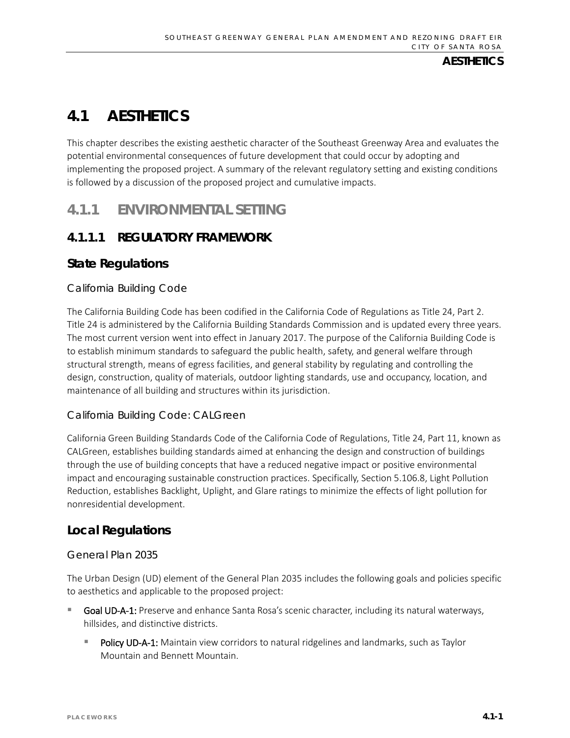# 4.1 AESTHETICS

This chapter describes the existing aesthetic character of the Southeast Greenway Area and evaluates the potential environmental consequences of future development that could occur by adopting and implementing the proposed project. A summary of the relevant regulatory setting and existing conditions is followed by a discussion of the proposed project and cumulative impacts.

## 4.1.1 ENVIRONMENTAL SETTING

### 4.1.1.1 REGULATORY FRAMEWORK

#### State Regulations

##### California Building Code

The California Building Code has been codified in the California Code of Regulations as Title 24, Part 2. Title 24 is administered by the California Building Standards Commission and is updated every three years. The most current version went into effect in January 2017. The purpose of the California Building Code is to establish minimum standards to safeguard the public health, safety, and general welfare through structural strength, means of egress facilities, and general stability by regulating and controlling the design, construction, quality of materials, outdoor lighting standards, use and occupancy, location, and maintenance of all building and structures within its jurisdiction.

##### California Building Code: CALGreen

California Green Building Standards Code of the California Code of Regulations, Title 24, Part 11, known as CALGreen, establishes building standards aimed at enhancing the design and construction of buildings through the use of building concepts that have a reduced negative impact or positive environmental impact and encouraging sustainable construction practices. Specifically, Section 5.106.8, Light Pollution Reduction, establishes Backlight, Uplight, and Glare ratings to minimize the effects of light pollution for nonresidential development.

#### Local Regulations

##### General Plan 2035

The Urban Design (UD) element of the General Plan 2035 includes the following goals and policies specific to aesthetics and applicable to the proposed project:

- **Goal UD-A-1:** Preserve and enhance Santa Rosa's scenic character, including its natural waterways, hillsides, and distinctive districts.
  - **Policy UD-A-1:** Maintain view corridors to natural ridgelines and landmarks, such as Taylor Mountain and Bennett Mountain.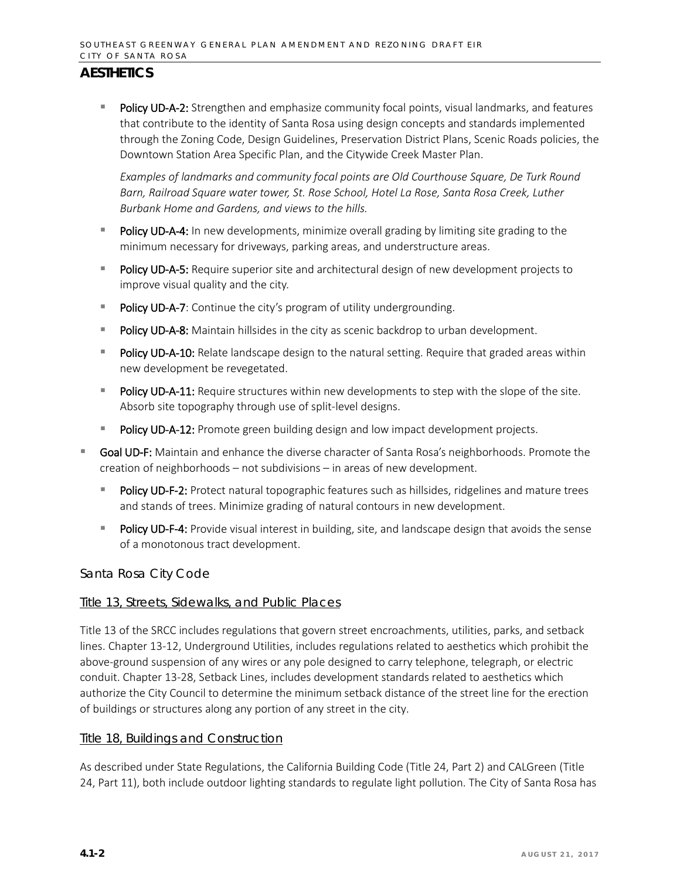## AESTHETICS

- **Policy UD-A-2:** Strengthen and emphasize community focal points, visual landmarks, and features that contribute to the identity of Santa Rosa using design concepts and standards implemented through the Zoning Code, Design Guidelines, Preservation District Plans, Scenic Roads policies, the Downtown Station Area Specific Plan, and the Citywide Creek Master Plan.

  *Examples of landmarks and community focal points are Old Courthouse Square, De Turk Round Barn, Railroad Square water tower, St. Rose School, Hotel La Rose, Santa Rosa Creek, Luther Burbank Home and Gardens, and views to the hills.*

- **Policy UD-A-4:** In new developments, minimize overall grading by limiting site grading to the minimum necessary for driveways, parking areas, and understructure areas.
- **Policy UD-A-5:** Require superior site and architectural design of new development projects to improve visual quality and the city.
- **Policy UD-A-7**: Continue the city's program of utility undergrounding.
- **Policy UD-A-8:** Maintain hillsides in the city as scenic backdrop to urban development.
- **Policy UD-A-10:** Relate landscape design to the natural setting. Require that graded areas within new development be revegetated.
- **Policy UD-A-11:** Require structures within new developments to step with the slope of the site. Absorb site topography through use of split-level designs.
- **Policy UD-A-12:** Promote green building design and low impact development projects.

- **Goal UD-F:** Maintain and enhance the diverse character of Santa Rosa's neighborhoods. Promote the creation of neighborhoods – not subdivisions – in areas of new development.
  - **Policy UD-F-2:** Protect natural topographic features such as hillsides, ridgelines and mature trees and stands of trees. Minimize grading of natural contours in new development.
  - **Policy UD-F-4:** Provide visual interest in building, site, and landscape design that avoids the sense of a monotonous tract development.

### Santa Rosa City Code

#### Title 13, Streets, Sidewalks, and Public Places

Title 13 of the SRCC includes regulations that govern street encroachments, utilities, parks, and setback lines. Chapter 13-12, Underground Utilities, includes regulations related to aesthetics which prohibit the above-ground suspension of any wires or any pole designed to carry telephone, telegraph, or electric conduit. Chapter 13-28, Setback Lines, includes development standards related to aesthetics which authorize the City Council to determine the minimum setback distance of the street line for the erection of buildings or structures along any portion of any street in the city.

#### Title 18, Buildings and Construction

As described under State Regulations, the California Building Code (Title 24, Part 2) and CALGreen (Title 24, Part 11), both include outdoor lighting standards to regulate light pollution. The City of Santa Rosa has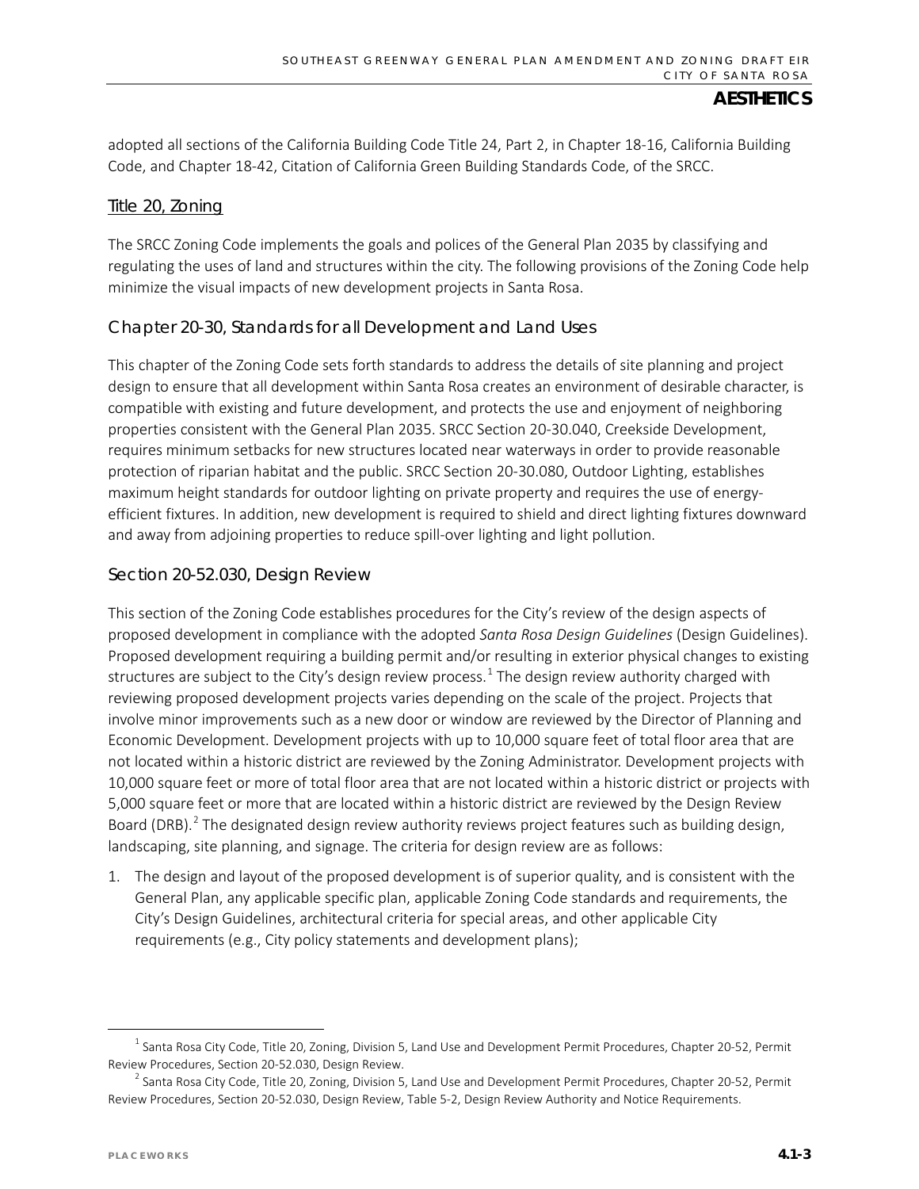adopted all sections of the California Building Code Title 24, Part 2, in Chapter 18-16, California Building Code, and Chapter 18-42, Citation of California Green Building Standards Code, of the SRCC.

### Title 20, Zoning

The SRCC Zoning Code implements the goals and polices of the General Plan 2035 by classifying and regulating the uses of land and structures within the city. The following provisions of the Zoning Code help minimize the visual impacts of new development projects in Santa Rosa.

#### Chapter 20-30, Standards for all Development and Land Uses

This chapter of the Zoning Code sets forth standards to address the details of site planning and project design to ensure that all development within Santa Rosa creates an environment of desirable character, is compatible with existing and future development, and protects the use and enjoyment of neighboring properties consistent with the General Plan 2035. SRCC Section 20-30.040, Creekside Development, requires minimum setbacks for new structures located near waterways in order to provide reasonable protection of riparian habitat and the public. SRCC Section 20-30.080, Outdoor Lighting, establishes maximum height standards for outdoor lighting on private property and requires the use of energy-efficient fixtures. In addition, new development is required to shield and direct lighting fixtures downward and away from adjoining properties to reduce spill-over lighting and light pollution.

#### Section 20-52.030, Design Review

This section of the Zoning Code establishes procedures for the City's review of the design aspects of proposed development in compliance with the adopted *Santa Rosa Design Guidelines* (Design Guidelines). Proposed development requiring a building permit and/or resulting in exterior physical changes to existing structures are subject to the City's design review process.[1] The design review authority charged with reviewing proposed development projects varies depending on the scale of the project. Projects that involve minor improvements such as a new door or window are reviewed by the Director of Planning and Economic Development. Development projects with up to 10,000 square feet of total floor area that are not located within a historic district are reviewed by the Zoning Administrator. Development projects with 10,000 square feet or more of total floor area that are not located within a historic district or projects with 5,000 square feet or more that are located within a historic district are reviewed by the Design Review Board (DRB).[2] The designated design review authority reviews project features such as building design, landscaping, site planning, and signage. The criteria for design review are as follows:

1. The design and layout of the proposed development is of superior quality, and is consistent with the General Plan, any applicable specific plan, applicable Zoning Code standards and requirements, the City's Design Guidelines, architectural criteria for special areas, and other applicable City requirements (e.g., City policy statements and development plans);

---

[1] Santa Rosa City Code, Title 20, Zoning, Division 5, Land Use and Development Permit Procedures, Chapter 20-52, Permit Review Procedures, Section 20-52.030, Design Review.

[2] Santa Rosa City Code, Title 20, Zoning, Division 5, Land Use and Development Permit Procedures, Chapter 20-52, Permit Review Procedures, Section 20-52.030, Design Review, Table 5-2, Design Review Authority and Notice Requirements.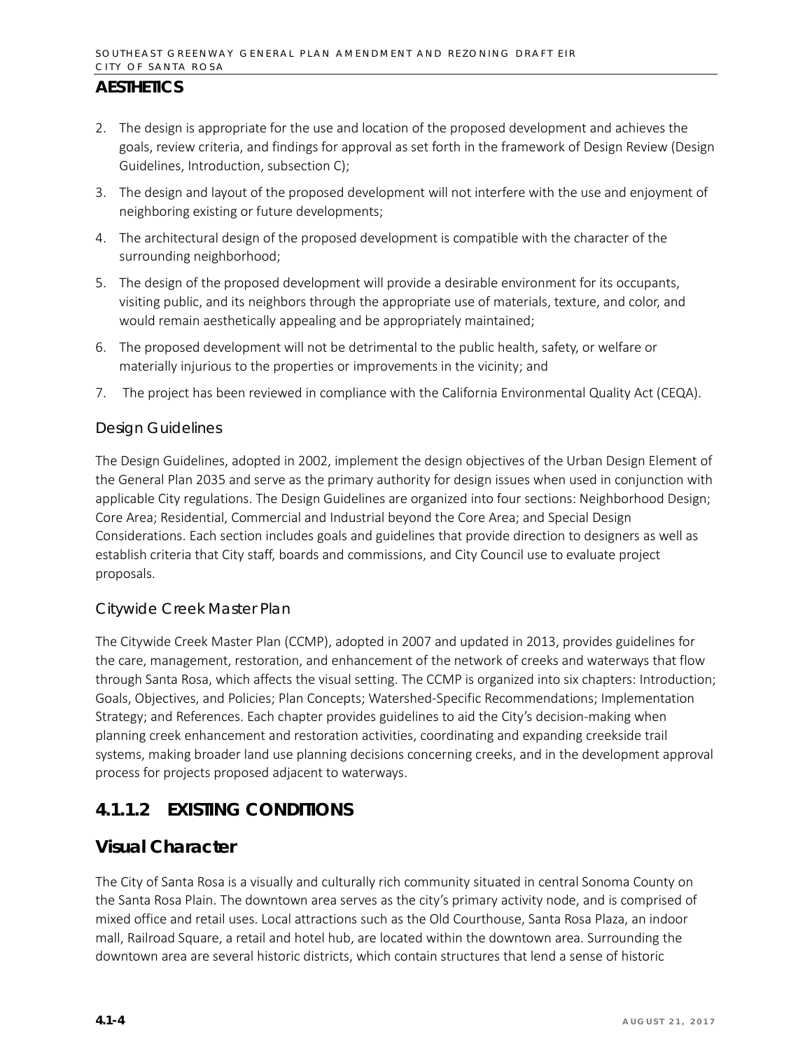## AESTHETICS

2. The design is appropriate for the use and location of the proposed development and achieves the goals, review criteria, and findings for approval as set forth in the framework of Design Review (Design Guidelines, Introduction, subsection C);
3. The design and layout of the proposed development will not interfere with the use and enjoyment of neighboring existing or future developments;
4. The architectural design of the proposed development is compatible with the character of the surrounding neighborhood;
5. The design of the proposed development will provide a desirable environment for its occupants, visiting public, and its neighbors through the appropriate use of materials, texture, and color, and would remain aesthetically appealing and be appropriately maintained;
6. The proposed development will not be detrimental to the public health, safety, or welfare or materially injurious to the properties or improvements in the vicinity; and
7. The project has been reviewed in compliance with the California Environmental Quality Act (CEQA).

#### Design Guidelines

The Design Guidelines, adopted in 2002, implement the design objectives of the Urban Design Element of the General Plan 2035 and serve as the primary authority for design issues when used in conjunction with applicable City regulations. The Design Guidelines are organized into four sections: Neighborhood Design; Core Area; Residential, Commercial and Industrial beyond the Core Area; and Special Design Considerations. Each section includes goals and guidelines that provide direction to designers as well as establish criteria that City staff, boards and commissions, and City Council use to evaluate project proposals.

#### Citywide Creek Master Plan

The Citywide Creek Master Plan (CCMP), adopted in 2007 and updated in 2013, provides guidelines for the care, management, restoration, and enhancement of the network of creeks and waterways that flow through Santa Rosa, which affects the visual setting. The CCMP is organized into six chapters: Introduction; Goals, Objectives, and Policies; Plan Concepts; Watershed-Specific Recommendations; Implementation Strategy; and References. Each chapter provides guidelines to aid the City's decision-making when planning creek enhancement and restoration activities, coordinating and expanding creekside trail systems, making broader land use planning decisions concerning creeks, and in the development approval process for projects proposed adjacent to waterways.

## 4.1.1.2 EXISTING CONDITIONS

### Visual Character

The City of Santa Rosa is a visually and culturally rich community situated in central Sonoma County on the Santa Rosa Plain. The downtown area serves as the city's primary activity node, and is comprised of mixed office and retail uses. Local attractions such as the Old Courthouse, Santa Rosa Plaza, an indoor mall, Railroad Square, a retail and hotel hub, are located within the downtown area. Surrounding the downtown area are several historic districts, which contain structures that lend a sense of historic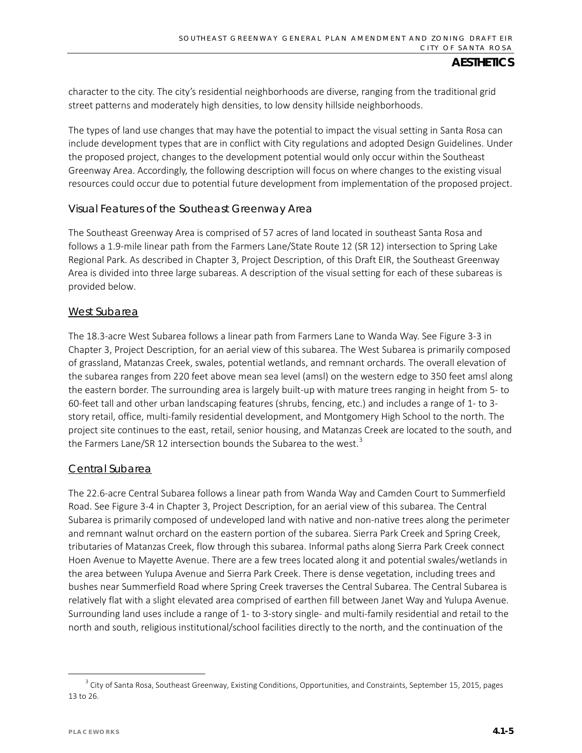character to the city. The city's residential neighborhoods are diverse, ranging from the traditional grid street patterns and moderately high densities, to low density hillside neighborhoods.

The types of land use changes that may have the potential to impact the visual setting in Santa Rosa can include development types that are in conflict with City regulations and adopted Design Guidelines. Under the proposed project, changes to the development potential would only occur within the Southeast Greenway Area. Accordingly, the following description will focus on where changes to the existing visual resources could occur due to potential future development from implementation of the proposed project.

### Visual Features of the Southeast Greenway Area

The Southeast Greenway Area is comprised of 57 acres of land located in southeast Santa Rosa and follows a 1.9-mile linear path from the Farmers Lane/State Route 12 (SR 12) intersection to Spring Lake Regional Park. As described in Chapter 3, Project Description, of this Draft EIR, the Southeast Greenway Area is divided into three large subareas. A description of the visual setting for each of these subareas is provided below.

#### West Subarea

The 18.3-acre West Subarea follows a linear path from Farmers Lane to Wanda Way. See Figure 3-3 in Chapter 3, Project Description, for an aerial view of this subarea. The West Subarea is primarily composed of grassland, Matanzas Creek, swales, potential wetlands, and remnant orchards. The overall elevation of the subarea ranges from 220 feet above mean sea level (amsl) on the western edge to 350 feet amsl along the eastern border. The surrounding area is largely built-up with mature trees ranging in height from 5- to 60-feet tall and other urban landscaping features (shrubs, fencing, etc.) and includes a range of 1- to 3-story retail, office, multi-family residential development, and Montgomery High School to the north. The project site continues to the east, retail, senior housing, and Matanzas Creek are located to the south, and the Farmers Lane/SR 12 intersection bounds the Subarea to the west.[3]

#### Central Subarea

The 22.6-acre Central Subarea follows a linear path from Wanda Way and Camden Court to Summerfield Road. See Figure 3-4 in Chapter 3, Project Description, for an aerial view of this subarea. The Central Subarea is primarily composed of undeveloped land with native and non-native trees along the perimeter and remnant walnut orchard on the eastern portion of the subarea. Sierra Park Creek and Spring Creek, tributaries of Matanzas Creek, flow through this subarea. Informal paths along Sierra Park Creek connect Hoen Avenue to Mayette Avenue. There are a few trees located along it and potential swales/wetlands in the area between Yulupa Avenue and Sierra Park Creek. There is dense vegetation, including trees and bushes near Summerfield Road where Spring Creek traverses the Central Subarea. The Central Subarea is relatively flat with a slight elevated area comprised of earthen fill between Janet Way and Yulupa Avenue. Surrounding land uses include a range of 1- to 3-story single- and multi-family residential and retail to the north and south, religious institutional/school facilities directly to the north, and the continuation of the

---

[3] City of Santa Rosa, Southeast Greenway, Existing Conditions, Opportunities, and Constraints, September 15, 2015, pages 13 to 26.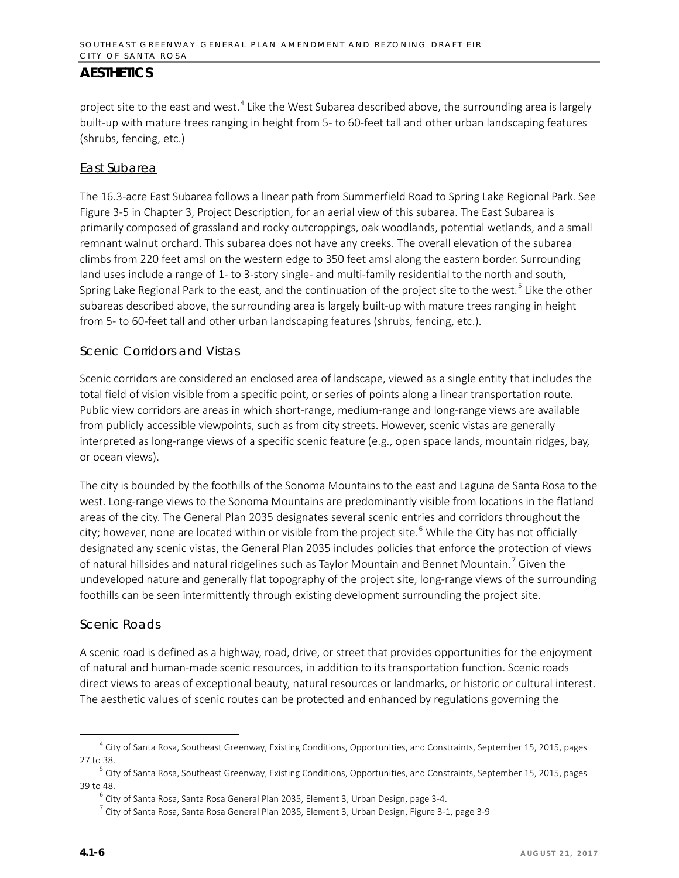## AESTHETICS

project site to the east and west.[4] Like the West Subarea described above, the surrounding area is largely built-up with mature trees ranging in height from 5- to 60-feet tall and other urban landscaping features (shrubs, fencing, etc.)

### East Subarea

The 16.3-acre East Subarea follows a linear path from Summerfield Road to Spring Lake Regional Park. See Figure 3-5 in Chapter 3, Project Description, for an aerial view of this subarea. The East Subarea is primarily composed of grassland and rocky outcroppings, oak woodlands, potential wetlands, and a small remnant walnut orchard. This subarea does not have any creeks. The overall elevation of the subarea climbs from 220 feet amsl on the western edge to 350 feet amsl along the eastern border. Surrounding land uses include a range of 1- to 3-story single- and multi-family residential to the north and south, Spring Lake Regional Park to the east, and the continuation of the project site to the west.[5] Like the other subareas described above, the surrounding area is largely built-up with mature trees ranging in height from 5- to 60-feet tall and other urban landscaping features (shrubs, fencing, etc.).

### Scenic Corridors and Vistas

Scenic corridors are considered an enclosed area of landscape, viewed as a single entity that includes the total field of vision visible from a specific point, or series of points along a linear transportation route. Public view corridors are areas in which short-range, medium-range and long-range views are available from publicly accessible viewpoints, such as from city streets. However, scenic vistas are generally interpreted as long-range views of a specific scenic feature (e.g., open space lands, mountain ridges, bay, or ocean views).

The city is bounded by the foothills of the Sonoma Mountains to the east and Laguna de Santa Rosa to the west. Long-range views to the Sonoma Mountains are predominantly visible from locations in the flatland areas of the city. The General Plan 2035 designates several scenic entries and corridors throughout the city; however, none are located within or visible from the project site.[6] While the City has not officially designated any scenic vistas, the General Plan 2035 includes policies that enforce the protection of views of natural hillsides and natural ridgelines such as Taylor Mountain and Bennet Mountain.[7] Given the undeveloped nature and generally flat topography of the project site, long-range views of the surrounding foothills can be seen intermittently through existing development surrounding the project site.

### Scenic Roads

A scenic road is defined as a highway, road, drive, or street that provides opportunities for the enjoyment of natural and human-made scenic resources, in addition to its transportation function. Scenic roads direct views to areas of exceptional beauty, natural resources or landmarks, or historic or cultural interest. The aesthetic values of scenic routes can be protected and enhanced by regulations governing the

---

[4] City of Santa Rosa, Southeast Greenway, Existing Conditions, Opportunities, and Constraints, September 15, 2015, pages 27 to 38.

[5] City of Santa Rosa, Southeast Greenway, Existing Conditions, Opportunities, and Constraints, September 15, 2015, pages 39 to 48.

[6] City of Santa Rosa, Santa Rosa General Plan 2035, Element 3, Urban Design, page 3-4.

[7] City of Santa Rosa, Santa Rosa General Plan 2035, Element 3, Urban Design, Figure 3-1, page 3-9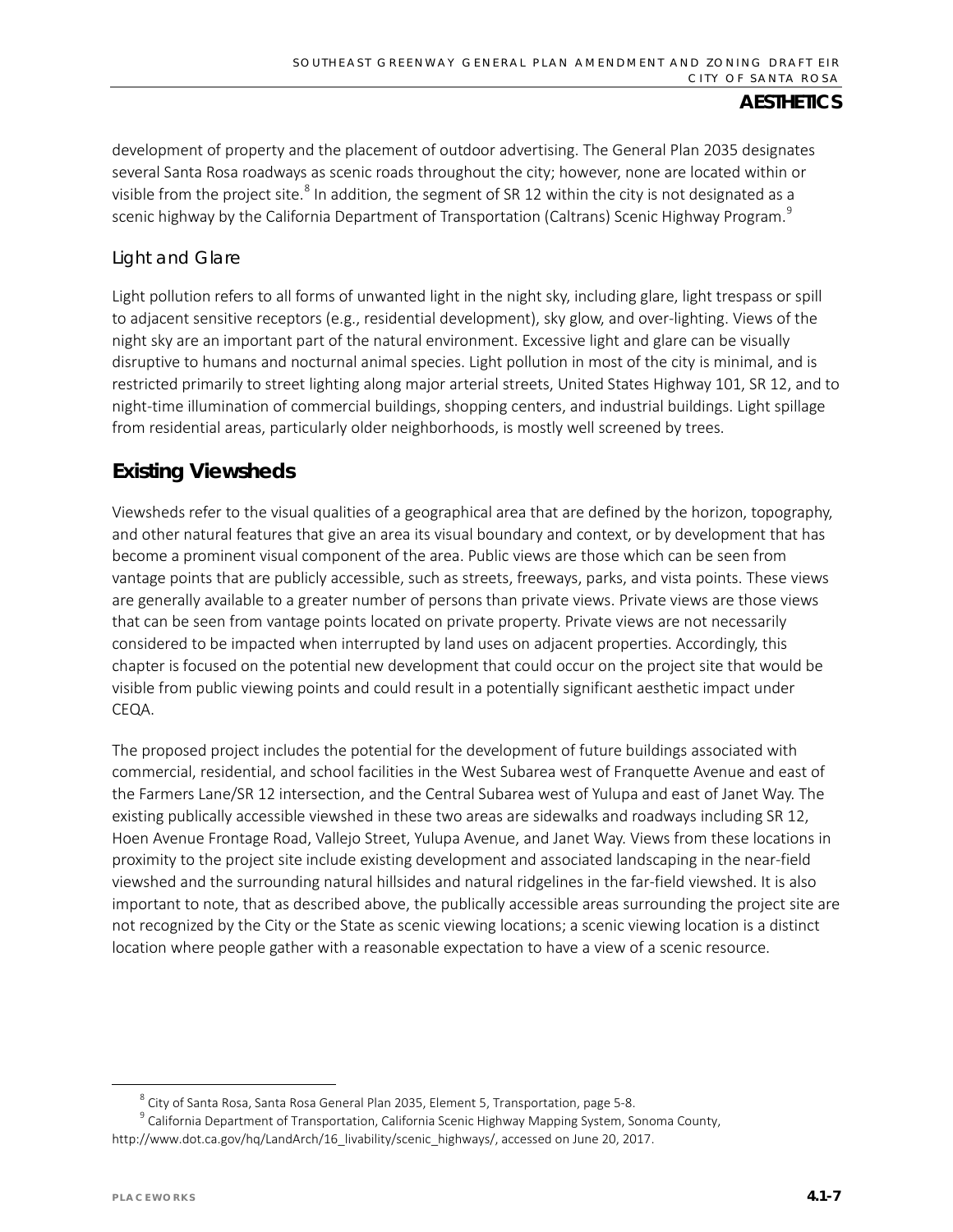development of property and the placement of outdoor advertising. The General Plan 2035 designates several Santa Rosa roadways as scenic roads throughout the city; however, none are located within or visible from the project site.[8] In addition, the segment of SR 12 within the city is not designated as a scenic highway by the California Department of Transportation (Caltrans) Scenic Highway Program.[9]

### Light and Glare

Light pollution refers to all forms of unwanted light in the night sky, including glare, light trespass or spill to adjacent sensitive receptors (e.g., residential development), sky glow, and over-lighting. Views of the night sky are an important part of the natural environment. Excessive light and glare can be visually disruptive to humans and nocturnal animal species. Light pollution in most of the city is minimal, and is restricted primarily to street lighting along major arterial streets, United States Highway 101, SR 12, and to night-time illumination of commercial buildings, shopping centers, and industrial buildings. Light spillage from residential areas, particularly older neighborhoods, is mostly well screened by trees.

## Existing Viewsheds

Viewsheds refer to the visual qualities of a geographical area that are defined by the horizon, topography, and other natural features that give an area its visual boundary and context, or by development that has become a prominent visual component of the area. Public views are those which can be seen from vantage points that are publicly accessible, such as streets, freeways, parks, and vista points. These views are generally available to a greater number of persons than private views. Private views are those views that can be seen from vantage points located on private property. Private views are not necessarily considered to be impacted when interrupted by land uses on adjacent properties. Accordingly, this chapter is focused on the potential new development that could occur on the project site that would be visible from public viewing points and could result in a potentially significant aesthetic impact under CEQA.

The proposed project includes the potential for the development of future buildings associated with commercial, residential, and school facilities in the West Subarea west of Franquette Avenue and east of the Farmers Lane/SR 12 intersection, and the Central Subarea west of Yulupa and east of Janet Way. The existing publically accessible viewshed in these two areas are sidewalks and roadways including SR 12, Hoen Avenue Frontage Road, Vallejo Street, Yulupa Avenue, and Janet Way. Views from these locations in proximity to the project site include existing development and associated landscaping in the near-field viewshed and the surrounding natural hillsides and natural ridgelines in the far-field viewshed. It is also important to note, that as described above, the publically accessible areas surrounding the project site are not recognized by the City or the State as scenic viewing locations; a scenic viewing location is a distinct location where people gather with a reasonable expectation to have a view of a scenic resource.

---

[8] City of Santa Rosa, Santa Rosa General Plan 2035, Element 5, Transportation, page 5-8.

[9] California Department of Transportation, California Scenic Highway Mapping System, Sonoma County, http://www.dot.ca.gov/hq/LandArch/16_livability/scenic_highways/, accessed on June 20, 2017.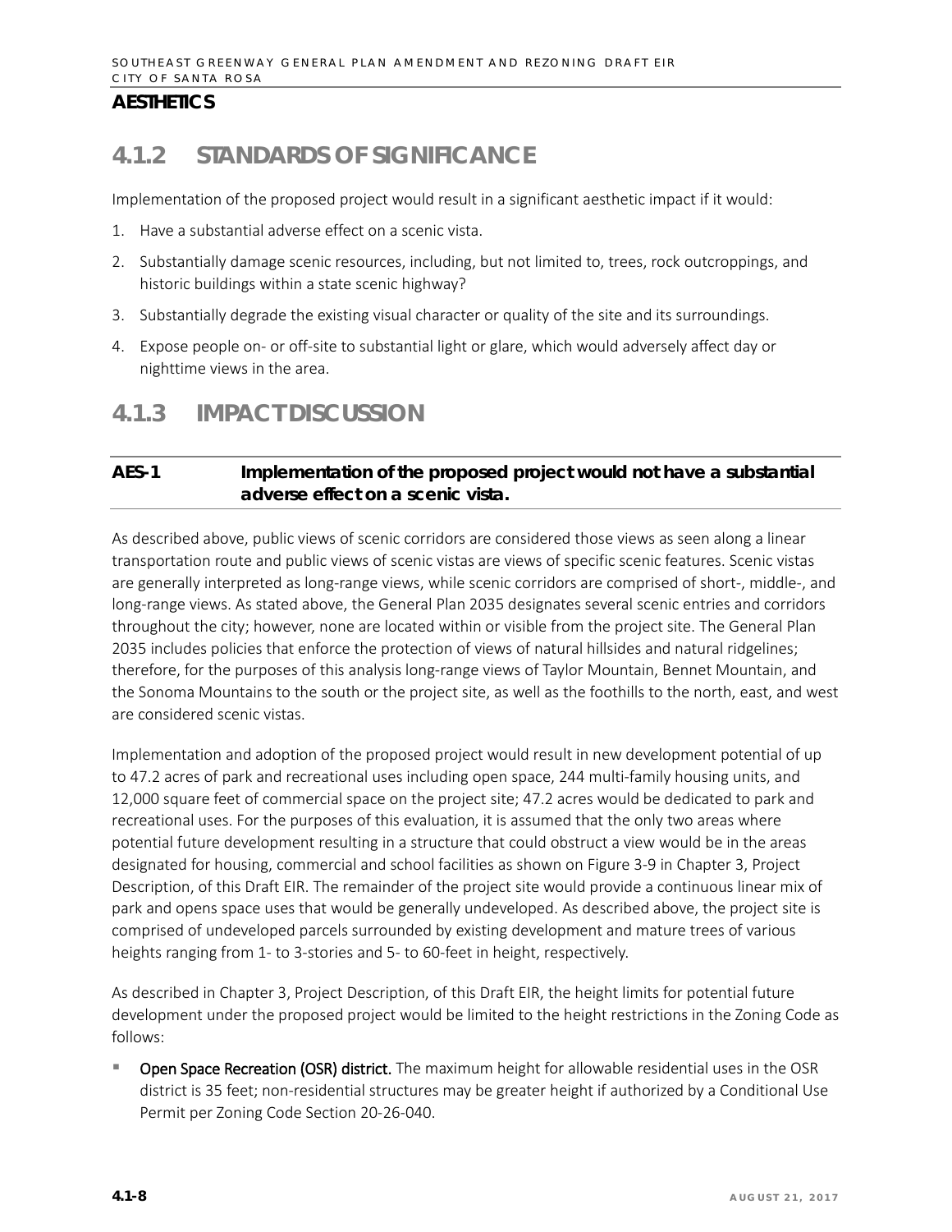## AESTHETICS

## 4.1.2 STANDARDS OF SIGNIFICANCE

Implementation of the proposed project would result in a significant aesthetic impact if it would:

1. Have a substantial adverse effect on a scenic vista.
2. Substantially damage scenic resources, including, but not limited to, trees, rock outcroppings, and historic buildings within a state scenic highway?
3. Substantially degrade the existing visual character or quality of the site and its surroundings.
4. Expose people on- or off-site to substantial light or glare, which would adversely affect day or nighttime views in the area.

## 4.1.3 IMPACT DISCUSSION

**AES-1 Implementation of the proposed project would not have a substantial adverse effect on a scenic vista.**

As described above, public views of scenic corridors are considered those views as seen along a linear transportation route and public views of scenic vistas are views of specific scenic features. Scenic vistas are generally interpreted as long-range views, while scenic corridors are comprised of short-, middle-, and long-range views. As stated above, the General Plan 2035 designates several scenic entries and corridors throughout the city; however, none are located within or visible from the project site. The General Plan 2035 includes policies that enforce the protection of views of natural hillsides and natural ridgelines; therefore, for the purposes of this analysis long-range views of Taylor Mountain, Bennet Mountain, and the Sonoma Mountains to the south or the project site, as well as the foothills to the north, east, and west are considered scenic vistas.

Implementation and adoption of the proposed project would result in new development potential of up to 47.2 acres of park and recreational uses including open space, 244 multi-family housing units, and 12,000 square feet of commercial space on the project site; 47.2 acres would be dedicated to park and recreational uses. For the purposes of this evaluation, it is assumed that the only two areas where potential future development resulting in a structure that could obstruct a view would be in the areas designated for housing, commercial and school facilities as shown on Figure 3-9 in Chapter 3, Project Description, of this Draft EIR. The remainder of the project site would provide a continuous linear mix of park and opens space uses that would be generally undeveloped. As described above, the project site is comprised of undeveloped parcels surrounded by existing development and mature trees of various heights ranging from 1- to 3-stories and 5- to 60-feet in height, respectively.

As described in Chapter 3, Project Description, of this Draft EIR, the height limits for potential future development under the proposed project would be limited to the height restrictions in the Zoning Code as follows:

- **Open Space Recreation (OSR) district.** The maximum height for allowable residential uses in the OSR district is 35 feet; non-residential structures may be greater height if authorized by a Conditional Use Permit per Zoning Code Section 20-26-040.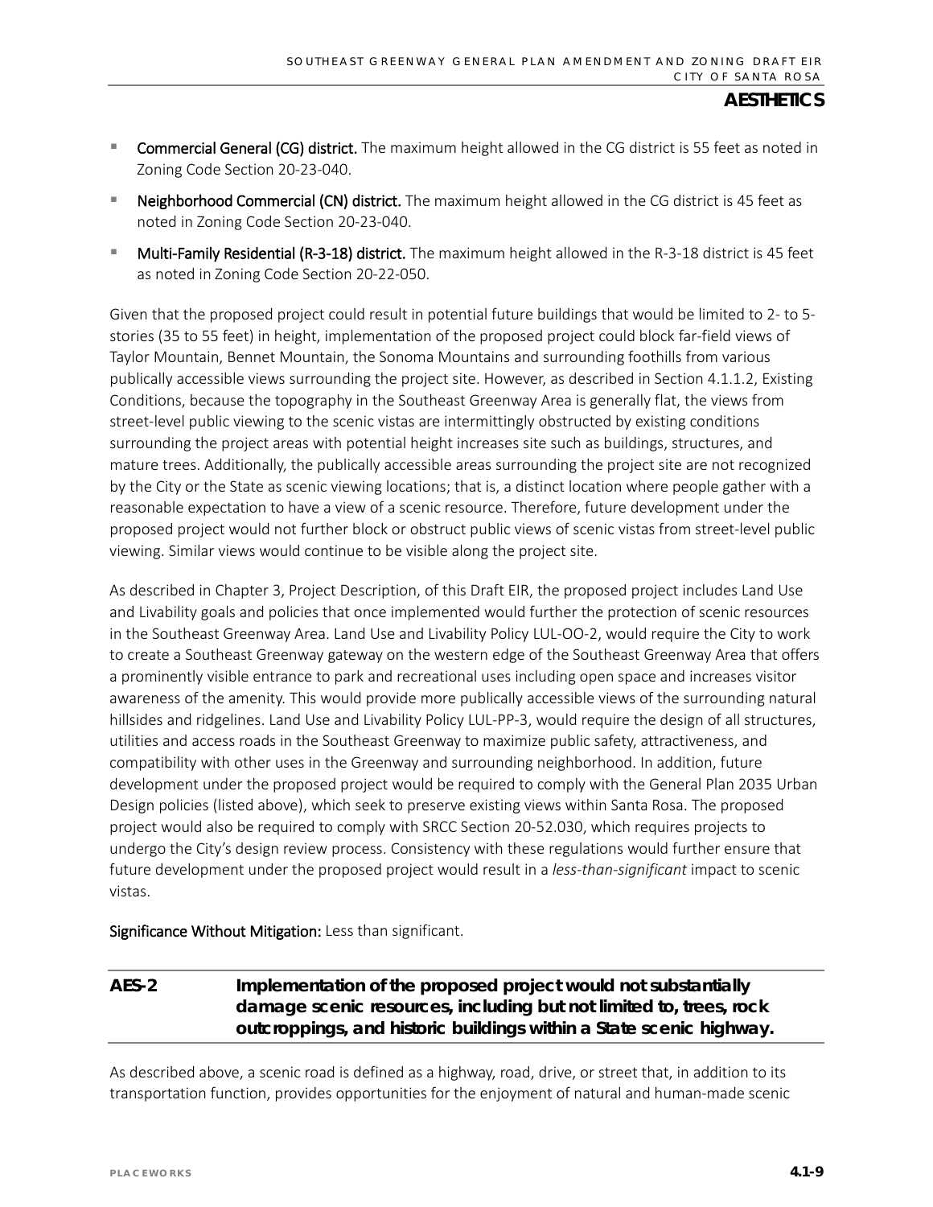- **Commercial General (CG) district.** The maximum height allowed in the CG district is 55 feet as noted in Zoning Code Section 20-23-040.
- **Neighborhood Commercial (CN) district.** The maximum height allowed in the CG district is 45 feet as noted in Zoning Code Section 20-23-040.
- **Multi-Family Residential (R-3-18) district.** The maximum height allowed in the R-3-18 district is 45 feet as noted in Zoning Code Section 20-22-050.

Given that the proposed project could result in potential future buildings that would be limited to 2- to 5-stories (35 to 55 feet) in height, implementation of the proposed project could block far-field views of Taylor Mountain, Bennet Mountain, the Sonoma Mountains and surrounding foothills from various publically accessible views surrounding the project site. However, as described in Section 4.1.1.2, Existing Conditions, because the topography in the Southeast Greenway Area is generally flat, the views from street-level public viewing to the scenic vistas are intermittingly obstructed by existing conditions surrounding the project areas with potential height increases site such as buildings, structures, and mature trees. Additionally, the publically accessible areas surrounding the project site are not recognized by the City or the State as scenic viewing locations; that is, a distinct location where people gather with a reasonable expectation to have a view of a scenic resource. Therefore, future development under the proposed project would not further block or obstruct public views of scenic vistas from street-level public viewing. Similar views would continue to be visible along the project site.

As described in Chapter 3, Project Description, of this Draft EIR, the proposed project includes Land Use and Livability goals and policies that once implemented would further the protection of scenic resources in the Southeast Greenway Area. Land Use and Livability Policy LUL-OO-2, would require the City to work to create a Southeast Greenway gateway on the western edge of the Southeast Greenway Area that offers a prominently visible entrance to park and recreational uses including open space and increases visitor awareness of the amenity. This would provide more publically accessible views of the surrounding natural hillsides and ridgelines. Land Use and Livability Policy LUL-PP-3, would require the design of all structures, utilities and access roads in the Southeast Greenway to maximize public safety, attractiveness, and compatibility with other uses in the Greenway and surrounding neighborhood. In addition, future development under the proposed project would be required to comply with the General Plan 2035 Urban Design policies (listed above), which seek to preserve existing views within Santa Rosa. The proposed project would also be required to comply with SRCC Section 20-52.030, which requires projects to undergo the City's design review process. Consistency with these regulations would further ensure that future development under the proposed project would result in a *less-than-significant* impact to scenic vistas.

**Significance Without Mitigation:** Less than significant.

| AES-2 | Implementation of the proposed project would not substantially damage scenic resources, including but not limited to, trees, rock outcroppings, and historic buildings within a State scenic highway. |
|---|---|

As described above, a scenic road is defined as a highway, road, drive, or street that, in addition to its transportation function, provides opportunities for the enjoyment of natural and human-made scenic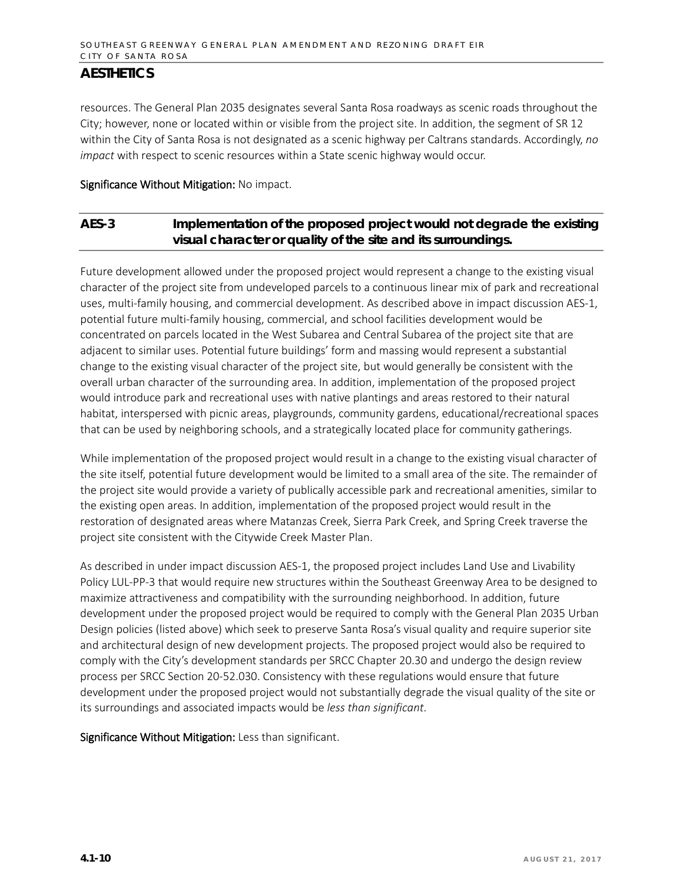resources. The General Plan 2035 designates several Santa Rosa roadways as scenic roads throughout the City; however, none or located within or visible from the project site. In addition, the segment of SR 12 within the City of Santa Rosa is not designated as a scenic highway per Caltrans standards. Accordingly, *no impact* with respect to scenic resources within a State scenic highway would occur.

**Significance Without Mitigation:** No impact.

## AES-3 Implementation of the proposed project would not degrade the existing visual character or quality of the site and its surroundings.

Future development allowed under the proposed project would represent a change to the existing visual character of the project site from undeveloped parcels to a continuous linear mix of park and recreational uses, multi-family housing, and commercial development. As described above in impact discussion AES-1, potential future multi-family housing, commercial, and school facilities development would be concentrated on parcels located in the West Subarea and Central Subarea of the project site that are adjacent to similar uses. Potential future buildings' form and massing would represent a substantial change to the existing visual character of the project site, but would generally be consistent with the overall urban character of the surrounding area. In addition, implementation of the proposed project would introduce park and recreational uses with native plantings and areas restored to their natural habitat, interspersed with picnic areas, playgrounds, community gardens, educational/recreational spaces that can be used by neighboring schools, and a strategically located place for community gatherings.

While implementation of the proposed project would result in a change to the existing visual character of the site itself, potential future development would be limited to a small area of the site. The remainder of the project site would provide a variety of publically accessible park and recreational amenities, similar to the existing open areas. In addition, implementation of the proposed project would result in the restoration of designated areas where Matanzas Creek, Sierra Park Creek, and Spring Creek traverse the project site consistent with the Citywide Creek Master Plan.

As described in under impact discussion AES-1, the proposed project includes Land Use and Livability Policy LUL-PP-3 that would require new structures within the Southeast Greenway Area to be designed to maximize attractiveness and compatibility with the surrounding neighborhood. In addition, future development under the proposed project would be required to comply with the General Plan 2035 Urban Design policies (listed above) which seek to preserve Santa Rosa's visual quality and require superior site and architectural design of new development projects. The proposed project would also be required to comply with the City's development standards per SRCC Chapter 20.30 and undergo the design review process per SRCC Section 20-52.030. Consistency with these regulations would ensure that future development under the proposed project would not substantially degrade the visual quality of the site or its surroundings and associated impacts would be *less than significant*.

**Significance Without Mitigation:** Less than significant.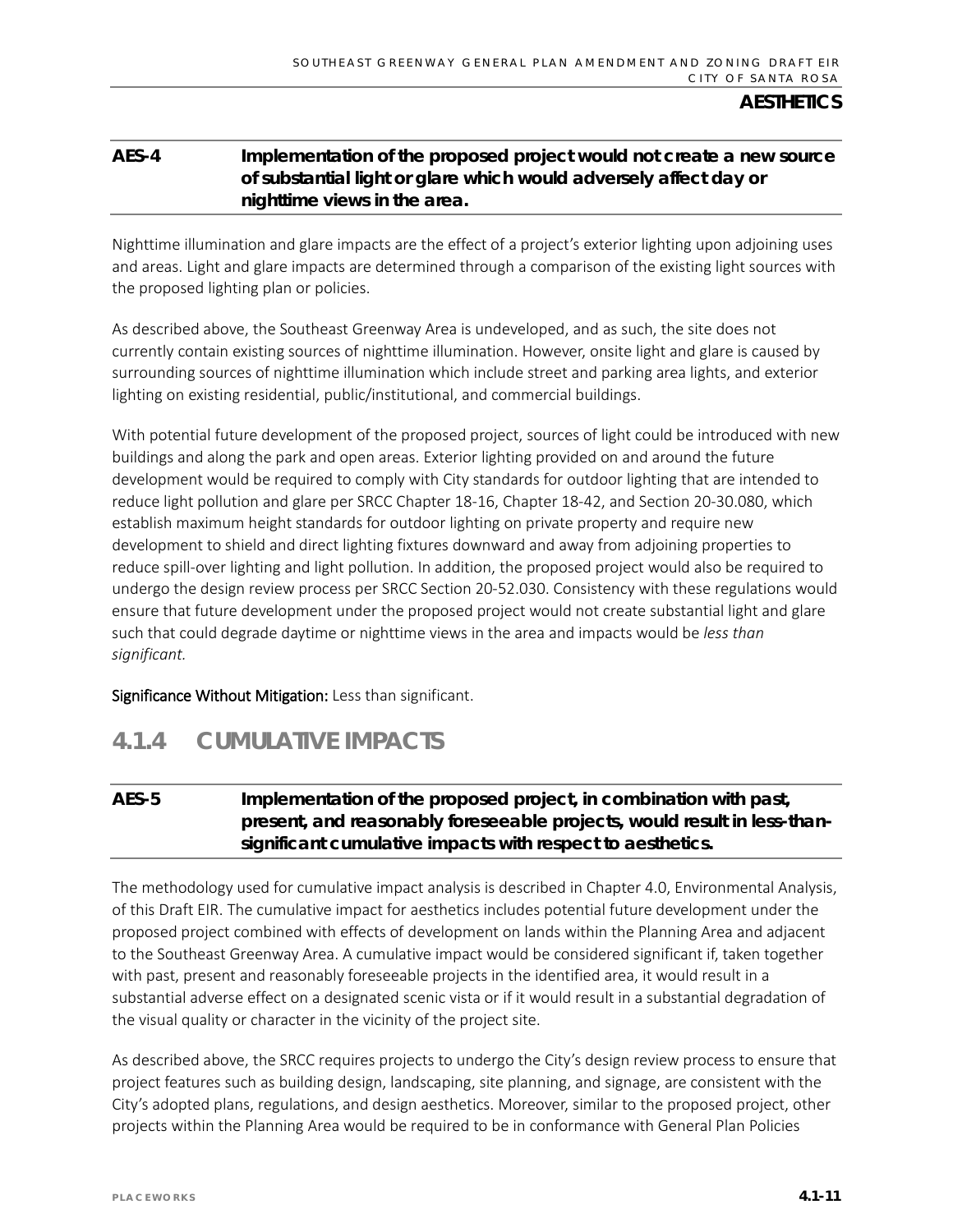**AES-4 Implementation of the proposed project would not create a new source of substantial light or glare which would adversely affect day or nighttime views in the area.**

Nighttime illumination and glare impacts are the effect of a project's exterior lighting upon adjoining uses and areas. Light and glare impacts are determined through a comparison of the existing light sources with the proposed lighting plan or policies.

As described above, the Southeast Greenway Area is undeveloped, and as such, the site does not currently contain existing sources of nighttime illumination. However, onsite light and glare is caused by surrounding sources of nighttime illumination which include street and parking area lights, and exterior lighting on existing residential, public/institutional, and commercial buildings.

With potential future development of the proposed project, sources of light could be introduced with new buildings and along the park and open areas. Exterior lighting provided on and around the future development would be required to comply with City standards for outdoor lighting that are intended to reduce light pollution and glare per SRCC Chapter 18-16, Chapter 18-42, and Section 20-30.080, which establish maximum height standards for outdoor lighting on private property and require new development to shield and direct lighting fixtures downward and away from adjoining properties to reduce spill-over lighting and light pollution. In addition, the proposed project would also be required to undergo the design review process per SRCC Section 20-52.030. Consistency with these regulations would ensure that future development under the proposed project would not create substantial light and glare such that could degrade daytime or nighttime views in the area and impacts would be *less than significant.*

**Significance Without Mitigation:** Less than significant.

## 4.1.4 CUMULATIVE IMPACTS

**AES-5 Implementation of the proposed project, in combination with past, present, and reasonably foreseeable projects, would result in less-than-significant cumulative impacts with respect to aesthetics.**

The methodology used for cumulative impact analysis is described in Chapter 4.0, Environmental Analysis, of this Draft EIR. The cumulative impact for aesthetics includes potential future development under the proposed project combined with effects of development on lands within the Planning Area and adjacent to the Southeast Greenway Area. A cumulative impact would be considered significant if, taken together with past, present and reasonably foreseeable projects in the identified area, it would result in a substantial adverse effect on a designated scenic vista or if it would result in a substantial degradation of the visual quality or character in the vicinity of the project site.

As described above, the SRCC requires projects to undergo the City's design review process to ensure that project features such as building design, landscaping, site planning, and signage, are consistent with the City's adopted plans, regulations, and design aesthetics. Moreover, similar to the proposed project, other projects within the Planning Area would be required to be in conformance with General Plan Policies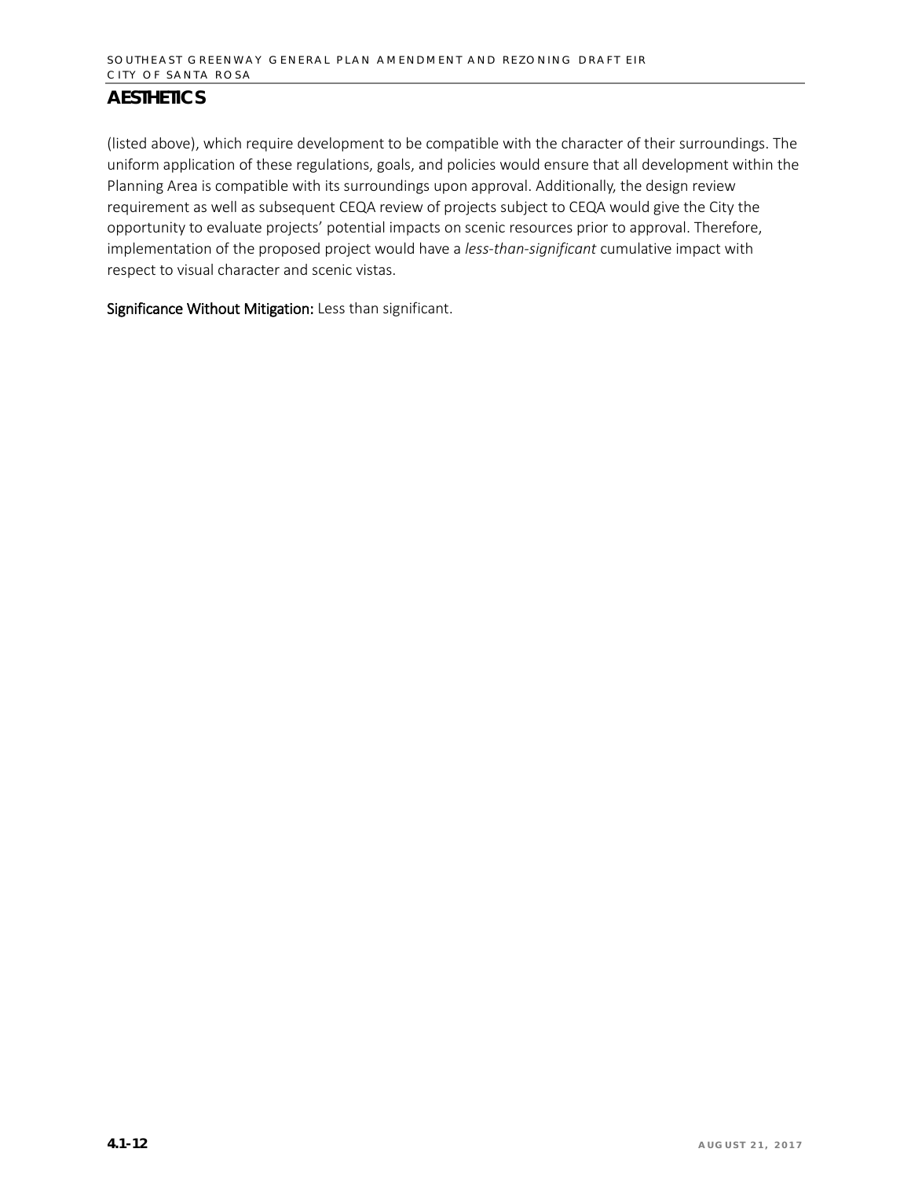(listed above), which require development to be compatible with the character of their surroundings. The uniform application of these regulations, goals, and policies would ensure that all development within the Planning Area is compatible with its surroundings upon approval. Additionally, the design review requirement as well as subsequent CEQA review of projects subject to CEQA would give the City the opportunity to evaluate projects' potential impacts on scenic resources prior to approval. Therefore, implementation of the proposed project would have a *less-than-significant* cumulative impact with respect to visual character and scenic vistas.

**Significance Without Mitigation:** Less than significant.